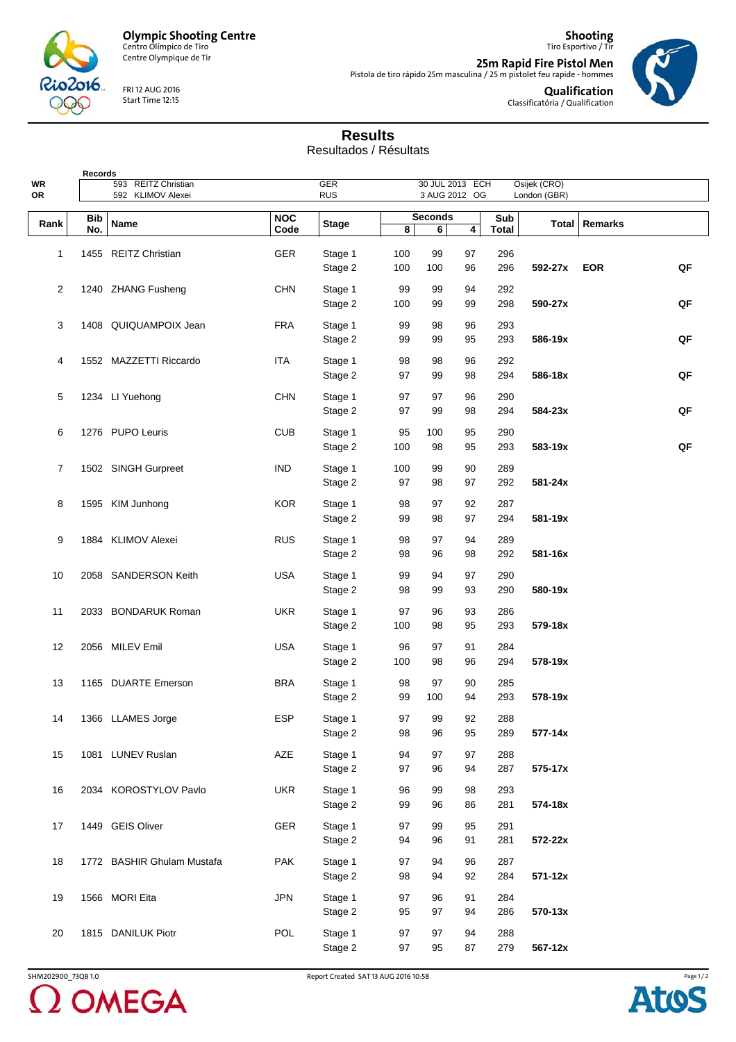**Olympic Shooting Centre**
Centro Olímpico de Tiro
Centre Olympique de Tir

FRI 12 AUG 2016
Start Time 12:15

**Shooting**
Tiro Esportivo / Tir

**25m Rapid Fire Pistol Men**
Pistola de tiro rápido 25m masculina / 25 m pistolet feu rapide - hommes

**Qualification**
Classificatória / Qualification

# Results
Resultados / Résultats

| Records | | | | | |
|---|---|---|---|---|---|
| WR | 593 | REITZ Christian | GER | 30 JUL 2013 ECH | Osijek (CRO) |
| OR | 592 | KLIMOV Alexei | RUS | 3 AUG 2012 OG | London (GBR) |

| Rank | Bib No. | Name | NOC Code | Stage | Seconds 8 | Seconds 6 | Seconds 4 | Sub Total | Total | Remarks | |
|---|---|---|---|---|---|---|---|---|---|---|---|
| 1 | 1455 | REITZ Christian | GER | Stage 1 | 100 | 99 | 97 | 296 | | | |
| | | | | Stage 2 | 100 | 100 | 96 | 296 | **592-27x** | **EOR** | **QF** |
| 2 | 1240 | ZHANG Fusheng | CHN | Stage 1 | 99 | 99 | 94 | 292 | | | |
| | | | | Stage 2 | 100 | 99 | 99 | 298 | **590-27x** | | **QF** |
| 3 | 1408 | QUIQUAMPOIX Jean | FRA | Stage 1 | 99 | 98 | 96 | 293 | | | |
| | | | | Stage 2 | 99 | 99 | 95 | 293 | **586-19x** | | **QF** |
| 4 | 1552 | MAZZETTI Riccardo | ITA | Stage 1 | 98 | 98 | 96 | 292 | | | |
| | | | | Stage 2 | 97 | 99 | 98 | 294 | **586-18x** | | **QF** |
| 5 | 1234 | LI Yuehong | CHN | Stage 1 | 97 | 97 | 96 | 290 | | | |
| | | | | Stage 2 | 97 | 99 | 98 | 294 | **584-23x** | | **QF** |
| 6 | 1276 | PUPO Leuris | CUB | Stage 1 | 95 | 100 | 95 | 290 | | | |
| | | | | Stage 2 | 100 | 98 | 95 | 293 | **583-19x** | | **QF** |
| 7 | 1502 | SINGH Gurpreet | IND | Stage 1 | 100 | 99 | 90 | 289 | | | |
| | | | | Stage 2 | 97 | 98 | 97 | 292 | **581-24x** | | |
| 8 | 1595 | KIM Junhong | KOR | Stage 1 | 98 | 97 | 92 | 287 | | | |
| | | | | Stage 2 | 99 | 98 | 97 | 294 | **581-19x** | | |
| 9 | 1884 | KLIMOV Alexei | RUS | Stage 1 | 98 | 97 | 94 | 289 | | | |
| | | | | Stage 2 | 98 | 96 | 98 | 292 | **581-16x** | | |
| 10 | 2058 | SANDERSON Keith | USA | Stage 1 | 99 | 94 | 97 | 290 | | | |
| | | | | Stage 2 | 98 | 99 | 93 | 290 | **580-19x** | | |
| 11 | 2033 | BONDARUK Roman | UKR | Stage 1 | 97 | 96 | 93 | 286 | | | |
| | | | | Stage 2 | 100 | 98 | 95 | 293 | **579-18x** | | |
| 12 | 2056 | MILEV Emil | USA | Stage 1 | 96 | 97 | 91 | 284 | | | |
| | | | | Stage 2 | 100 | 98 | 96 | 294 | **578-19x** | | |
| 13 | 1165 | DUARTE Emerson | BRA | Stage 1 | 98 | 97 | 90 | 285 | | | |
| | | | | Stage 2 | 99 | 100 | 94 | 293 | **578-19x** | | |
| 14 | 1366 | LLAMES Jorge | ESP | Stage 1 | 97 | 99 | 92 | 288 | | | |
| | | | | Stage 2 | 98 | 96 | 95 | 289 | **577-14x** | | |
| 15 | 1081 | LUNEV Ruslan | AZE | Stage 1 | 94 | 97 | 97 | 288 | | | |
| | | | | Stage 2 | 97 | 96 | 94 | 287 | **575-17x** | | |
| 16 | 2034 | KOROSTYLOV Pavlo | UKR | Stage 1 | 96 | 99 | 98 | 293 | | | |
| | | | | Stage 2 | 99 | 96 | 86 | 281 | **574-18x** | | |
| 17 | 1449 | GEIS Oliver | GER | Stage 1 | 97 | 99 | 95 | 291 | | | |
| | | | | Stage 2 | 94 | 96 | 91 | 281 | **572-22x** | | |
| 18 | 1772 | BASHIR Ghulam Mustafa | PAK | Stage 1 | 97 | 94 | 96 | 287 | | | |
| | | | | Stage 2 | 98 | 94 | 92 | 284 | **571-12x** | | |
| 19 | 1566 | MORI Eita | JPN | Stage 1 | 97 | 96 | 91 | 284 | | | |
| | | | | Stage 2 | 95 | 97 | 94 | 286 | **570-13x** | | |
| 20 | 1815 | DANILUK Piotr | POL | Stage 1 | 97 | 97 | 94 | 288 | | | |
| | | | | Stage 2 | 97 | 95 | 87 | 279 | **567-12x** | | |

SHM202900_73QB 1.0 Report Created SAT 13 AUG 2016 10:58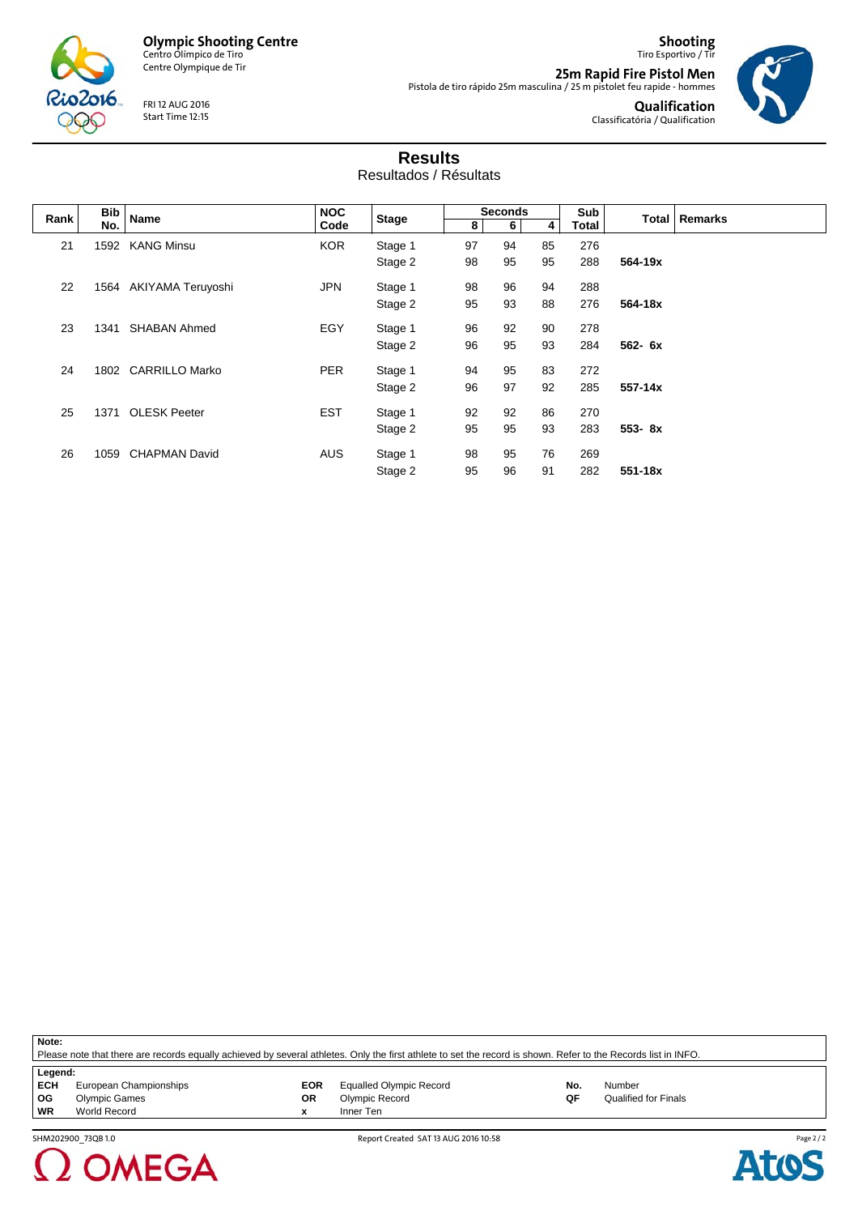Olympic Shooting Centre
Centro Olímpico de Tiro
Centre Olympique de Tir

FRI 12 AUG 2016
Start Time 12:15

Shooting
Tiro Esportivo / Tir

25m Rapid Fire Pistol Men
Pistola de tiro rápido 25m masculina / 25 m pistolet feu rapide - hommes

Qualification
Classificatória / Qualification

# Results
Resultados / Résultats

| Rank | Bib No. | Name | NOC Code | Stage | Seconds 8 | 6 | 4 | Sub Total | Total | Remarks |
|---|---|---|---|---|---|---|---|---|---|---|
| 21 | 1592 | KANG Minsu | KOR | Stage 1 | 97 | 94 | 85 | 276 | | |
| | | | | Stage 2 | 98 | 95 | 95 | 288 | **564-19x** | |
| 22 | 1564 | AKIYAMA Teruyoshi | JPN | Stage 1 | 98 | 96 | 94 | 288 | | |
| | | | | Stage 2 | 95 | 93 | 88 | 276 | **564-18x** | |
| 23 | 1341 | SHABAN Ahmed | EGY | Stage 1 | 96 | 92 | 90 | 278 | | |
| | | | | Stage 2 | 96 | 95 | 93 | 284 | **562- 6x** | |
| 24 | 1802 | CARRILLO Marko | PER | Stage 1 | 94 | 95 | 83 | 272 | | |
| | | | | Stage 2 | 96 | 97 | 92 | 285 | **557-14x** | |
| 25 | 1371 | OLESK Peeter | EST | Stage 1 | 92 | 92 | 86 | 270 | | |
| | | | | Stage 2 | 95 | 95 | 93 | 283 | **553- 8x** | |
| 26 | 1059 | CHAPMAN David | AUS | Stage 1 | 98 | 95 | 76 | 269 | | |
| | | | | Stage 2 | 95 | 96 | 91 | 282 | **551-18x** | |

**Note:**
Please note that there are records equally achieved by several athletes. Only the first athlete to set the record is shown. Refer to the Records list in INFO.

**Legend:**

| | | | | | |
|---|---|---|---|---|---|
| **ECH** | European Championships | **EOR** | Equalled Olympic Record | **No.** | Number |
| **OG** | Olympic Games | **OR** | Olympic Record | **QF** | Qualified for Finals |
| **WR** | World Record | **x** | Inner Ten | | |

SHM202900_73QB 1.0 Report Created SAT 13 AUG 2016 10:58